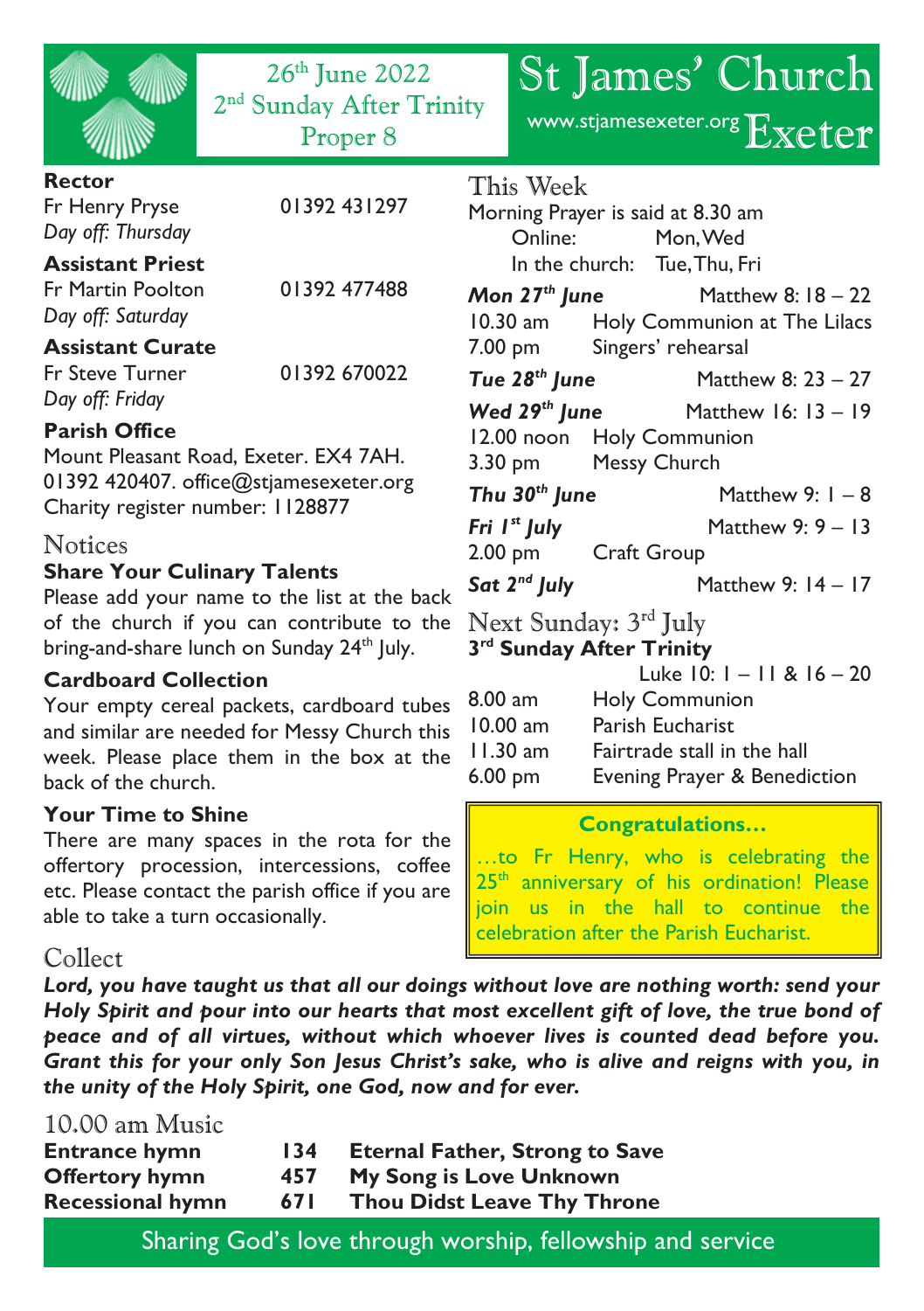26th June 2022
2nd Sunday After Trinity
Proper 8

# St James' Church Exeter

www.stjamesexeter.org

**Rector**
Fr Henry Pryse 01392 431297
*Day off: Thursday*

**Assistant Priest**
Fr Martin Poolton 01392 477488
*Day off: Saturday*

**Assistant Curate**
Fr Steve Turner 01392 670022
*Day off: Friday*

**Parish Office**
Mount Pleasant Road, Exeter. EX4 7AH.
01392 420407. office@stjamesexeter.org
Charity register number: 1128877

## Notices

### Share Your Culinary Talents

Please add your name to the list at the back of the church if you can contribute to the bring-and-share lunch on Sunday 24th July.

### Cardboard Collection

Your empty cereal packets, cardboard tubes and similar are needed for Messy Church this week. Please place them in the box at the back of the church.

### Your Time to Shine

There are many spaces in the rota for the offertory procession, intercessions, coffee etc. Please contact the parish office if you are able to take a turn occasionally.

## This Week

Morning Prayer is said at 8.30 am
Online: Mon, Wed
In the church: Tue, Thu, Fri

***Mon 27th June*** Matthew 8: 18 – 22
10.30 am Holy Communion at The Lilacs
7.00 pm Singers' rehearsal

***Tue 28th June*** Matthew 8: 23 – 27

***Wed 29th June*** Matthew 16: 13 – 19
12.00 noon Holy Communion
3.30 pm Messy Church

***Thu 30th June*** Matthew 9: 1 – 8

***Fri 1st July*** Matthew 9: 9 – 13
2.00 pm Craft Group

***Sat 2nd July*** Matthew 9: 14 – 17

## Next Sunday: 3rd July

**3rd Sunday After Trinity**
Luke 10: 1 – 11 & 16 – 20

| | |
|---|---|
| 8.00 am | Holy Communion |
| 10.00 am | Parish Eucharist |
| 11.30 am | Fairtrade stall in the hall |
| 6.00 pm | Evening Prayer & Benediction |

**Congratulations…**

…to Fr Henry, who is celebrating the 25th anniversary of his ordination! Please join us in the hall to continue the celebration after the Parish Eucharist.

## Collect

***Lord, you have taught us that all our doings without love are nothing worth: send your Holy Spirit and pour into our hearts that most excellent gift of love, the true bond of peace and of all virtues, without which whoever lives is counted dead before you. Grant this for your only Son Jesus Christ's sake, who is alive and reigns with you, in the unity of the Holy Spirit, one God, now and for ever.***

## 10.00 am Music

| | | |
|---|---|---|
| **Entrance hymn** | **134** | **Eternal Father, Strong to Save** |
| **Offertory hymn** | **457** | **My Song is Love Unknown** |
| **Recessional hymn** | **671** | **Thou Didst Leave Thy Throne** |

Sharing God's love through worship, fellowship and service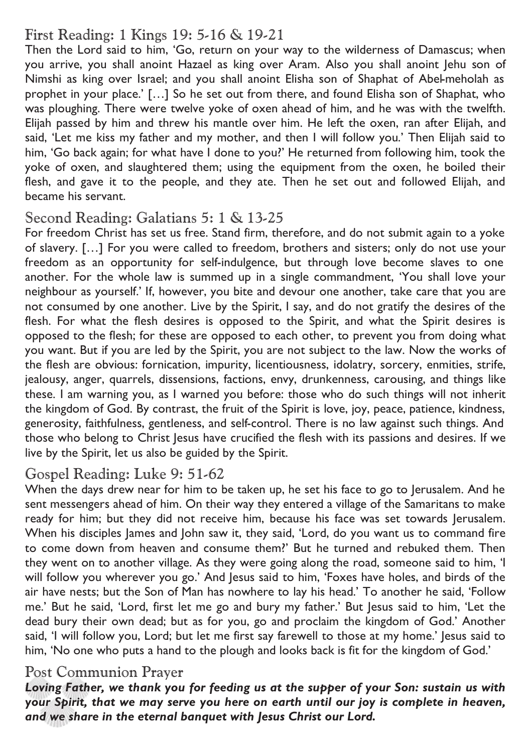## First Reading: 1 Kings 19: 5-16 & 19-21

Then the Lord said to him, 'Go, return on your way to the wilderness of Damascus; when you arrive, you shall anoint Hazael as king over Aram. Also you shall anoint Jehu son of Nimshi as king over Israel; and you shall anoint Elisha son of Shaphat of Abel-meholah as prophet in your place.' […] So he set out from there, and found Elisha son of Shaphat, who was ploughing. There were twelve yoke of oxen ahead of him, and he was with the twelfth. Elijah passed by him and threw his mantle over him. He left the oxen, ran after Elijah, and said, 'Let me kiss my father and my mother, and then I will follow you.' Then Elijah said to him, 'Go back again; for what have I done to you?' He returned from following him, took the yoke of oxen, and slaughtered them; using the equipment from the oxen, he boiled their flesh, and gave it to the people, and they ate. Then he set out and followed Elijah, and became his servant.

## Second Reading: Galatians 5: 1 & 13-25

For freedom Christ has set us free. Stand firm, therefore, and do not submit again to a yoke of slavery. […] For you were called to freedom, brothers and sisters; only do not use your freedom as an opportunity for self-indulgence, but through love become slaves to one another. For the whole law is summed up in a single commandment, 'You shall love your neighbour as yourself.' If, however, you bite and devour one another, take care that you are not consumed by one another. Live by the Spirit, I say, and do not gratify the desires of the flesh. For what the flesh desires is opposed to the Spirit, and what the Spirit desires is opposed to the flesh; for these are opposed to each other, to prevent you from doing what you want. But if you are led by the Spirit, you are not subject to the law. Now the works of the flesh are obvious: fornication, impurity, licentiousness, idolatry, sorcery, enmities, strife, jealousy, anger, quarrels, dissensions, factions, envy, drunkenness, carousing, and things like these. I am warning you, as I warned you before: those who do such things will not inherit the kingdom of God. By contrast, the fruit of the Spirit is love, joy, peace, patience, kindness, generosity, faithfulness, gentleness, and self-control. There is no law against such things. And those who belong to Christ Jesus have crucified the flesh with its passions and desires. If we live by the Spirit, let us also be guided by the Spirit.

## Gospel Reading: Luke 9: 51-62

When the days drew near for him to be taken up, he set his face to go to Jerusalem. And he sent messengers ahead of him. On their way they entered a village of the Samaritans to make ready for him; but they did not receive him, because his face was set towards Jerusalem. When his disciples James and John saw it, they said, 'Lord, do you want us to command fire to come down from heaven and consume them?' But he turned and rebuked them. Then they went on to another village. As they were going along the road, someone said to him, 'I will follow you wherever you go.' And Jesus said to him, 'Foxes have holes, and birds of the air have nests; but the Son of Man has nowhere to lay his head.' To another he said, 'Follow me.' But he said, 'Lord, first let me go and bury my father.' But Jesus said to him, 'Let the dead bury their own dead; but as for you, go and proclaim the kingdom of God.' Another said, 'I will follow you, Lord; but let me first say farewell to those at my home.' Jesus said to him, 'No one who puts a hand to the plough and looks back is fit for the kingdom of God.'

## Post Communion Prayer

***Loving Father, we thank you for feeding us at the supper of your Son: sustain us with your Spirit, that we may serve you here on earth until our joy is complete in heaven, and we share in the eternal banquet with Jesus Christ our Lord.***